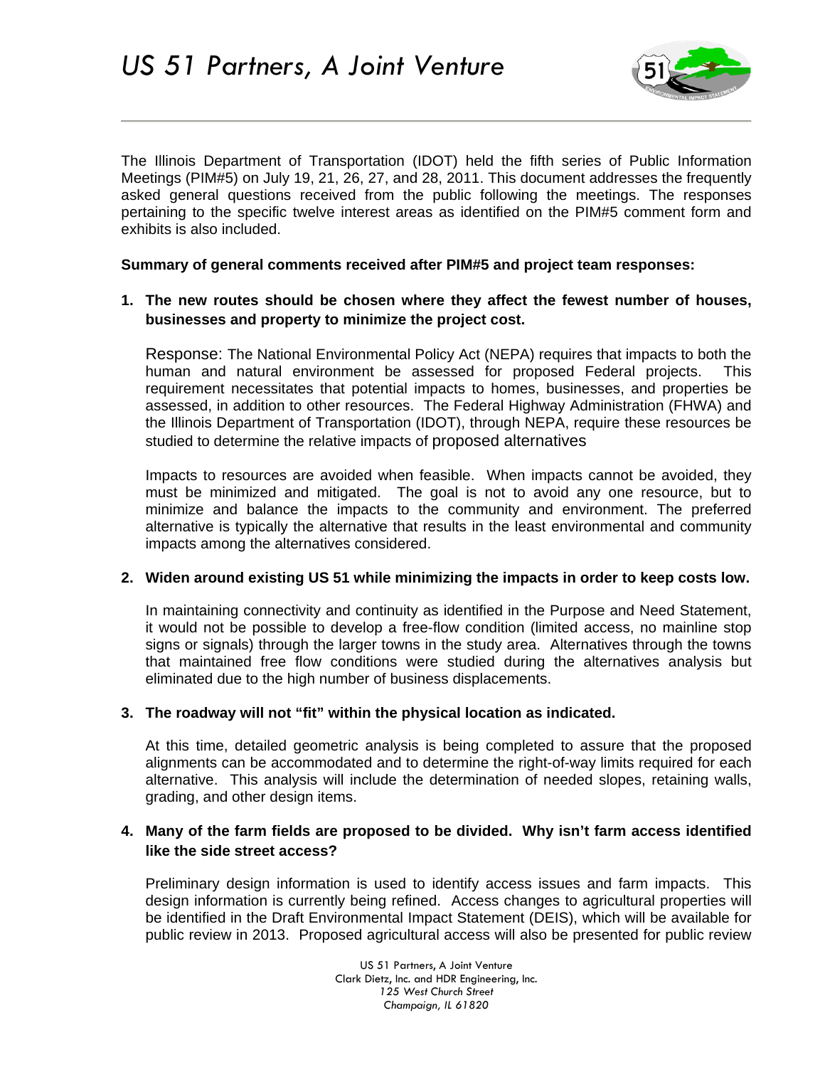# US 51 Partners, A Joint Venture

The Illinois Department of Transportation (IDOT) held the fifth series of Public Information Meetings (PIM#5) on July 19, 21, 26, 27, and 28, 2011. This document addresses the frequently asked general questions received from the public following the meetings. The responses pertaining to the specific twelve interest areas as identified on the PIM#5 comment form and exhibits is also included.

**Summary of general comments received after PIM#5 and project team responses:**

1. **The new routes should be chosen where they affect the fewest number of houses, businesses and property to minimize the project cost.**

   Response: The National Environmental Policy Act (NEPA) requires that impacts to both the human and natural environment be assessed for proposed Federal projects. This requirement necessitates that potential impacts to homes, businesses, and properties be assessed, in addition to other resources. The Federal Highway Administration (FHWA) and the Illinois Department of Transportation (IDOT), through NEPA, require these resources be studied to determine the relative impacts of proposed alternatives

   Impacts to resources are avoided when feasible. When impacts cannot be avoided, they must be minimized and mitigated. The goal is not to avoid any one resource, but to minimize and balance the impacts to the community and environment. The preferred alternative is typically the alternative that results in the least environmental and community impacts among the alternatives considered.

2. **Widen around existing US 51 while minimizing the impacts in order to keep costs low.**

   In maintaining connectivity and continuity as identified in the Purpose and Need Statement, it would not be possible to develop a free-flow condition (limited access, no mainline stop signs or signals) through the larger towns in the study area. Alternatives through the towns that maintained free flow conditions were studied during the alternatives analysis but eliminated due to the high number of business displacements.

3. **The roadway will not "fit" within the physical location as indicated.**

   At this time, detailed geometric analysis is being completed to assure that the proposed alignments can be accommodated and to determine the right-of-way limits required for each alternative. This analysis will include the determination of needed slopes, retaining walls, grading, and other design items.

4. **Many of the farm fields are proposed to be divided. Why isn't farm access identified like the side street access?**

   Preliminary design information is used to identify access issues and farm impacts. This design information is currently being refined. Access changes to agricultural properties will be identified in the Draft Environmental Impact Statement (DEIS), which will be available for public review in 2013. Proposed agricultural access will also be presented for public review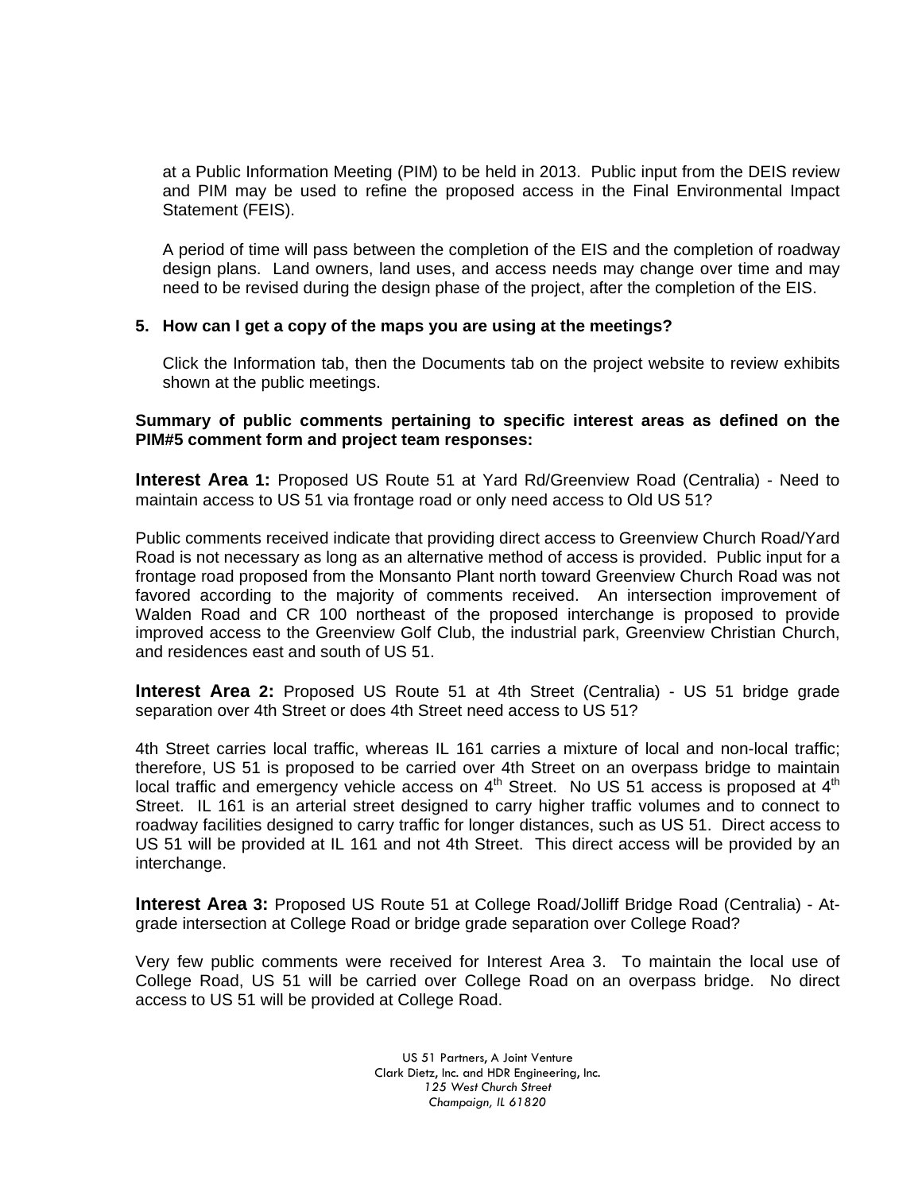at a Public Information Meeting (PIM) to be held in 2013. Public input from the DEIS review and PIM may be used to refine the proposed access in the Final Environmental Impact Statement (FEIS).

A period of time will pass between the completion of the EIS and the completion of roadway design plans. Land owners, land uses, and access needs may change over time and may need to be revised during the design phase of the project, after the completion of the EIS.

**5. How can I get a copy of the maps you are using at the meetings?**

Click the Information tab, then the Documents tab on the project website to review exhibits shown at the public meetings.

**Summary of public comments pertaining to specific interest areas as defined on the PIM#5 comment form and project team responses:**

**Interest Area 1:** Proposed US Route 51 at Yard Rd/Greenview Road (Centralia) - Need to maintain access to US 51 via frontage road or only need access to Old US 51?

Public comments received indicate that providing direct access to Greenview Church Road/Yard Road is not necessary as long as an alternative method of access is provided. Public input for a frontage road proposed from the Monsanto Plant north toward Greenview Church Road was not favored according to the majority of comments received. An intersection improvement of Walden Road and CR 100 northeast of the proposed interchange is proposed to provide improved access to the Greenview Golf Club, the industrial park, Greenview Christian Church, and residences east and south of US 51.

**Interest Area 2:** Proposed US Route 51 at 4th Street (Centralia) - US 51 bridge grade separation over 4th Street or does 4th Street need access to US 51?

4th Street carries local traffic, whereas IL 161 carries a mixture of local and non-local traffic; therefore, US 51 is proposed to be carried over 4th Street on an overpass bridge to maintain local traffic and emergency vehicle access on 4th Street. No US 51 access is proposed at 4th Street. IL 161 is an arterial street designed to carry higher traffic volumes and to connect to roadway facilities designed to carry traffic for longer distances, such as US 51. Direct access to US 51 will be provided at IL 161 and not 4th Street. This direct access will be provided by an interchange.

**Interest Area 3:** Proposed US Route 51 at College Road/Jolliff Bridge Road (Centralia) - At-grade intersection at College Road or bridge grade separation over College Road?

Very few public comments were received for Interest Area 3. To maintain the local use of College Road, US 51 will be carried over College Road on an overpass bridge. No direct access to US 51 will be provided at College Road.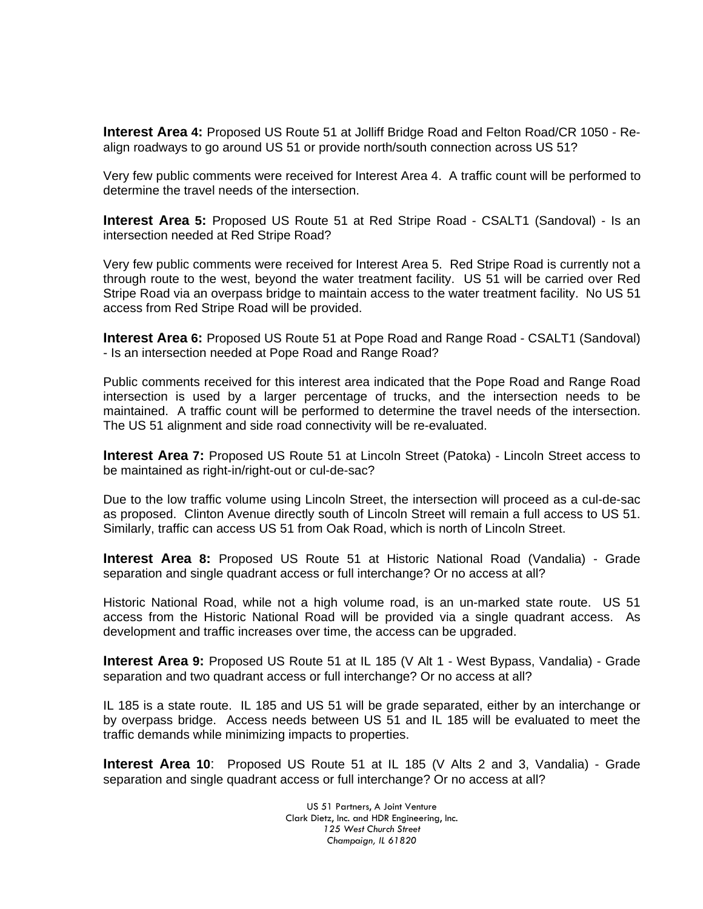**Interest Area 4:** Proposed US Route 51 at Jolliff Bridge Road and Felton Road/CR 1050 - Re-align roadways to go around US 51 or provide north/south connection across US 51?

Very few public comments were received for Interest Area 4. A traffic count will be performed to determine the travel needs of the intersection.

**Interest Area 5:** Proposed US Route 51 at Red Stripe Road - CSALT1 (Sandoval) - Is an intersection needed at Red Stripe Road?

Very few public comments were received for Interest Area 5. Red Stripe Road is currently not a through route to the west, beyond the water treatment facility. US 51 will be carried over Red Stripe Road via an overpass bridge to maintain access to the water treatment facility. No US 51 access from Red Stripe Road will be provided.

**Interest Area 6:** Proposed US Route 51 at Pope Road and Range Road - CSALT1 (Sandoval) - Is an intersection needed at Pope Road and Range Road?

Public comments received for this interest area indicated that the Pope Road and Range Road intersection is used by a larger percentage of trucks, and the intersection needs to be maintained. A traffic count will be performed to determine the travel needs of the intersection. The US 51 alignment and side road connectivity will be re-evaluated.

**Interest Area 7:** Proposed US Route 51 at Lincoln Street (Patoka) - Lincoln Street access to be maintained as right-in/right-out or cul-de-sac?

Due to the low traffic volume using Lincoln Street, the intersection will proceed as a cul-de-sac as proposed. Clinton Avenue directly south of Lincoln Street will remain a full access to US 51. Similarly, traffic can access US 51 from Oak Road, which is north of Lincoln Street.

**Interest Area 8:** Proposed US Route 51 at Historic National Road (Vandalia) - Grade separation and single quadrant access or full interchange? Or no access at all?

Historic National Road, while not a high volume road, is an un-marked state route. US 51 access from the Historic National Road will be provided via a single quadrant access. As development and traffic increases over time, the access can be upgraded.

**Interest Area 9:** Proposed US Route 51 at IL 185 (V Alt 1 - West Bypass, Vandalia) - Grade separation and two quadrant access or full interchange? Or no access at all?

IL 185 is a state route. IL 185 and US 51 will be grade separated, either by an interchange or by overpass bridge. Access needs between US 51 and IL 185 will be evaluated to meet the traffic demands while minimizing impacts to properties.

**Interest Area 10**: Proposed US Route 51 at IL 185 (V Alts 2 and 3, Vandalia) - Grade separation and single quadrant access or full interchange? Or no access at all?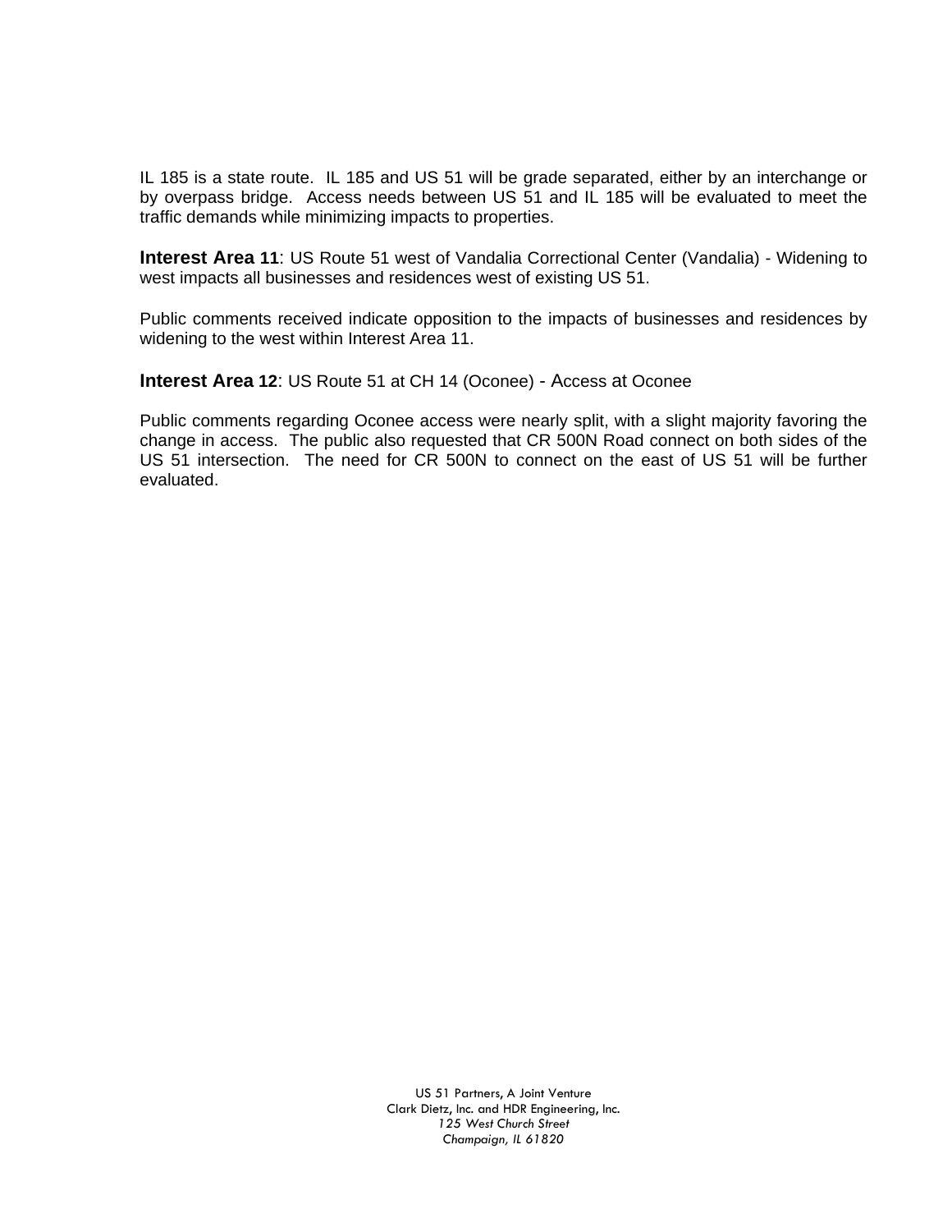IL 185 is a state route. IL 185 and US 51 will be grade separated, either by an interchange or by overpass bridge. Access needs between US 51 and IL 185 will be evaluated to meet the traffic demands while minimizing impacts to properties.

**Interest Area 11**: US Route 51 west of Vandalia Correctional Center (Vandalia) - Widening to west impacts all businesses and residences west of existing US 51.

Public comments received indicate opposition to the impacts of businesses and residences by widening to the west within Interest Area 11.

**Interest Area 12**: US Route 51 at CH 14 (Oconee) - Access at Oconee

Public comments regarding Oconee access were nearly split, with a slight majority favoring the change in access. The public also requested that CR 500N Road connect on both sides of the US 51 intersection. The need for CR 500N to connect on the east of US 51 will be further evaluated.